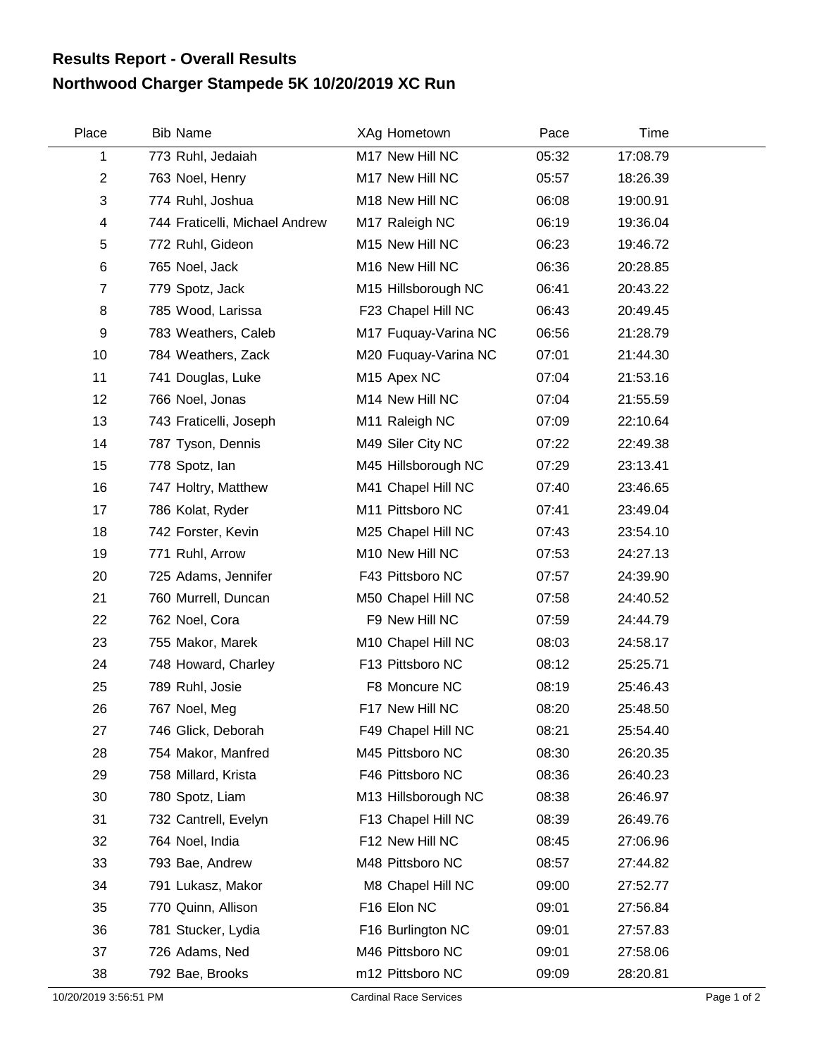# Results Report - Overall Results
## Northwood Charger Stampede 5K 10/20/2019 XC Run

| Place | Bib | Name | XAg | Hometown | Pace | Time |
|---|---|---|---|---|---|---|
| 1 | 773 | Ruhl, Jedaiah | M17 | New Hill NC | 05:32 | 17:08.79 |
| 2 | 763 | Noel, Henry | M17 | New Hill NC | 05:57 | 18:26.39 |
| 3 | 774 | Ruhl, Joshua | M18 | New Hill NC | 06:08 | 19:00.91 |
| 4 | 744 | Fraticelli, Michael Andrew | M17 | Raleigh NC | 06:19 | 19:36.04 |
| 5 | 772 | Ruhl, Gideon | M15 | New Hill NC | 06:23 | 19:46.72 |
| 6 | 765 | Noel, Jack | M16 | New Hill NC | 06:36 | 20:28.85 |
| 7 | 779 | Spotz, Jack | M15 | Hillsborough NC | 06:41 | 20:43.22 |
| 8 | 785 | Wood, Larissa | F23 | Chapel Hill NC | 06:43 | 20:49.45 |
| 9 | 783 | Weathers, Caleb | M17 | Fuquay-Varina NC | 06:56 | 21:28.79 |
| 10 | 784 | Weathers, Zack | M20 | Fuquay-Varina NC | 07:01 | 21:44.30 |
| 11 | 741 | Douglas, Luke | M15 | Apex NC | 07:04 | 21:53.16 |
| 12 | 766 | Noel, Jonas | M14 | New Hill NC | 07:04 | 21:55.59 |
| 13 | 743 | Fraticelli, Joseph | M11 | Raleigh NC | 07:09 | 22:10.64 |
| 14 | 787 | Tyson, Dennis | M49 | Siler City NC | 07:22 | 22:49.38 |
| 15 | 778 | Spotz, Ian | M45 | Hillsborough NC | 07:29 | 23:13.41 |
| 16 | 747 | Holtry, Matthew | M41 | Chapel Hill NC | 07:40 | 23:46.65 |
| 17 | 786 | Kolat, Ryder | M11 | Pittsboro NC | 07:41 | 23:49.04 |
| 18 | 742 | Forster, Kevin | M25 | Chapel Hill NC | 07:43 | 23:54.10 |
| 19 | 771 | Ruhl, Arrow | M10 | New Hill NC | 07:53 | 24:27.13 |
| 20 | 725 | Adams, Jennifer | F43 | Pittsboro NC | 07:57 | 24:39.90 |
| 21 | 760 | Murrell, Duncan | M50 | Chapel Hill NC | 07:58 | 24:40.52 |
| 22 | 762 | Noel, Cora | F9 | New Hill NC | 07:59 | 24:44.79 |
| 23 | 755 | Makor, Marek | M10 | Chapel Hill NC | 08:03 | 24:58.17 |
| 24 | 748 | Howard, Charley | F13 | Pittsboro NC | 08:12 | 25:25.71 |
| 25 | 789 | Ruhl, Josie | F8 | Moncure NC | 08:19 | 25:46.43 |
| 26 | 767 | Noel, Meg | F17 | New Hill NC | 08:20 | 25:48.50 |
| 27 | 746 | Glick, Deborah | F49 | Chapel Hill NC | 08:21 | 25:54.40 |
| 28 | 754 | Makor, Manfred | M45 | Pittsboro NC | 08:30 | 26:20.35 |
| 29 | 758 | Millard, Krista | F46 | Pittsboro NC | 08:36 | 26:40.23 |
| 30 | 780 | Spotz, Liam | M13 | Hillsborough NC | 08:38 | 26:46.97 |
| 31 | 732 | Cantrell, Evelyn | F13 | Chapel Hill NC | 08:39 | 26:49.76 |
| 32 | 764 | Noel, India | F12 | New Hill NC | 08:45 | 27:06.96 |
| 33 | 793 | Bae, Andrew | M48 | Pittsboro NC | 08:57 | 27:44.82 |
| 34 | 791 | Lukasz, Makor | M8 | Chapel Hill NC | 09:00 | 27:52.77 |
| 35 | 770 | Quinn, Allison | F16 | Elon NC | 09:01 | 27:56.84 |
| 36 | 781 | Stucker, Lydia | F16 | Burlington NC | 09:01 | 27:57.83 |
| 37 | 726 | Adams, Ned | M46 | Pittsboro NC | 09:01 | 27:58.06 |
| 38 | 792 | Bae, Brooks | m12 | Pittsboro NC | 09:09 | 28:20.81 |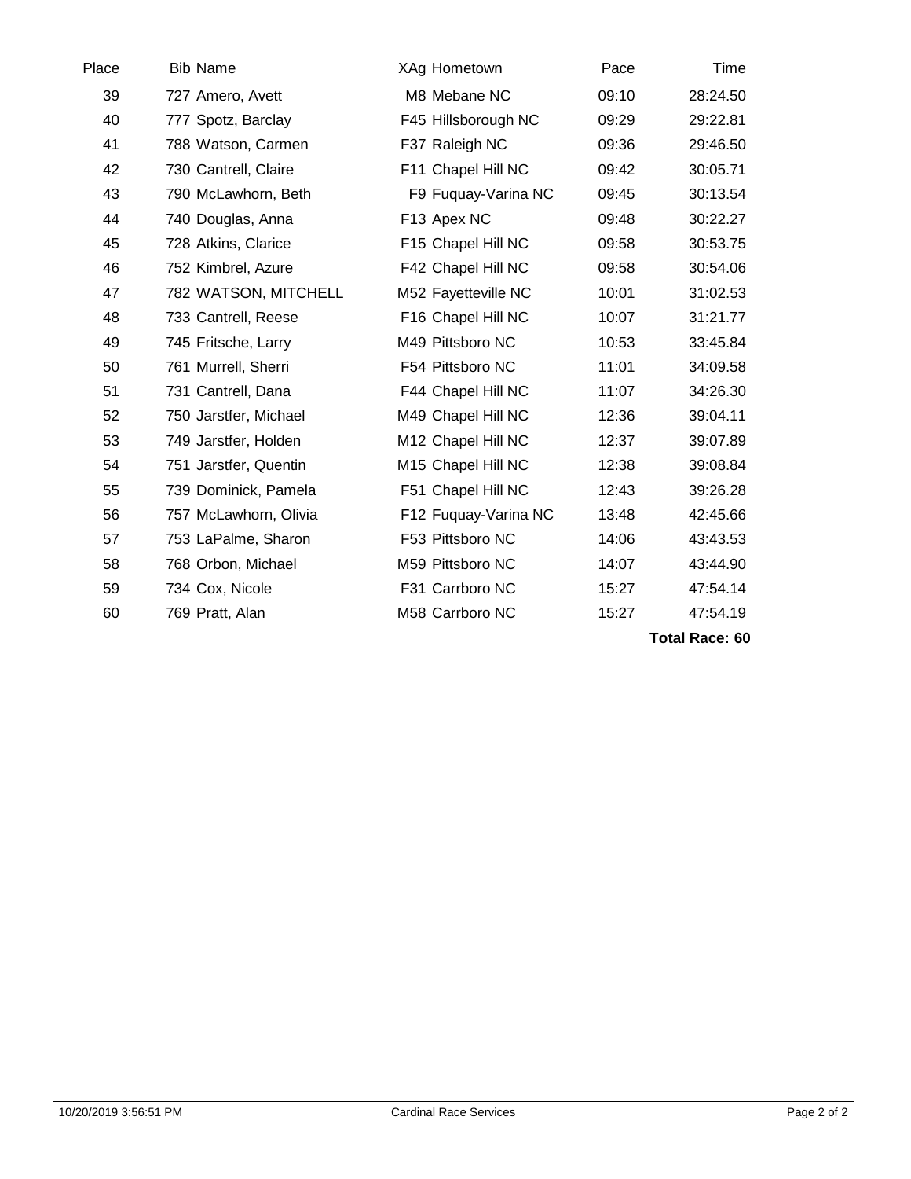| Place | Bib | Name | XAg | Hometown | Pace | Time |
|---|---|---|---|---|---|---|
| 39 | 727 | Amero, Avett | M8 | Mebane NC | 09:10 | 28:24.50 |
| 40 | 777 | Spotz, Barclay | F45 | Hillsborough NC | 09:29 | 29:22.81 |
| 41 | 788 | Watson, Carmen | F37 | Raleigh NC | 09:36 | 29:46.50 |
| 42 | 730 | Cantrell, Claire | F11 | Chapel Hill NC | 09:42 | 30:05.71 |
| 43 | 790 | McLawhorn, Beth | F9 | Fuquay-Varina NC | 09:45 | 30:13.54 |
| 44 | 740 | Douglas, Anna | F13 | Apex NC | 09:48 | 30:22.27 |
| 45 | 728 | Atkins, Clarice | F15 | Chapel Hill NC | 09:58 | 30:53.75 |
| 46 | 752 | Kimbrel, Azure | F42 | Chapel Hill NC | 09:58 | 30:54.06 |
| 47 | 782 | WATSON, MITCHELL | M52 | Fayetteville NC | 10:01 | 31:02.53 |
| 48 | 733 | Cantrell, Reese | F16 | Chapel Hill NC | 10:07 | 31:21.77 |
| 49 | 745 | Fritsche, Larry | M49 | Pittsboro NC | 10:53 | 33:45.84 |
| 50 | 761 | Murrell, Sherri | F54 | Pittsboro NC | 11:01 | 34:09.58 |
| 51 | 731 | Cantrell, Dana | F44 | Chapel Hill NC | 11:07 | 34:26.30 |
| 52 | 750 | Jarstfer, Michael | M49 | Chapel Hill NC | 12:36 | 39:04.11 |
| 53 | 749 | Jarstfer, Holden | M12 | Chapel Hill NC | 12:37 | 39:07.89 |
| 54 | 751 | Jarstfer, Quentin | M15 | Chapel Hill NC | 12:38 | 39:08.84 |
| 55 | 739 | Dominick, Pamela | F51 | Chapel Hill NC | 12:43 | 39:26.28 |
| 56 | 757 | McLawhorn, Olivia | F12 | Fuquay-Varina NC | 13:48 | 42:45.66 |
| 57 | 753 | LaPalme, Sharon | F53 | Pittsboro NC | 14:06 | 43:43.53 |
| 58 | 768 | Orbon, Michael | M59 | Pittsboro NC | 14:07 | 43:44.90 |
| 59 | 734 | Cox, Nicole | F31 | Carrboro NC | 15:27 | 47:54.14 |
| 60 | 769 | Pratt, Alan | M58 | Carrboro NC | 15:27 | 47:54.19 |

**Total Race: 60**